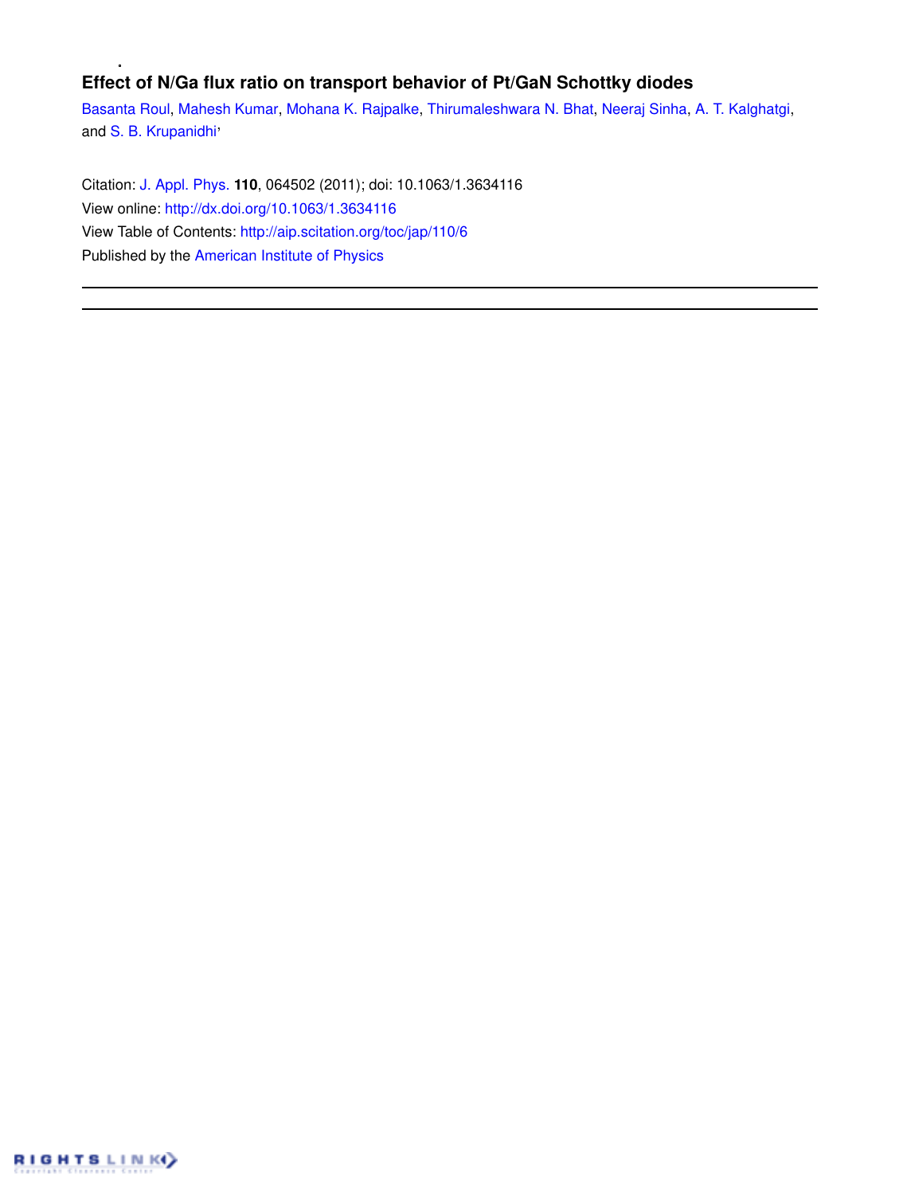# Effect of N/Ga flux ratio on transport behavior of Pt/GaN Schottky diodes

Basanta Roul, Mahesh Kumar, Mohana K. Rajpalke, Thirumaleshwara N. Bhat, Neeraj Sinha, A. T. Kalghatgi, and S. B. Krupanidhi

Citation: J. Appl. Phys. **110**, 064502 (2011); doi: 10.1063/1.3634116

View online: http://dx.doi.org/10.1063/1.3634116

View Table of Contents: http://aip.scitation.org/toc/jap/110/6

Published by the American Institute of Physics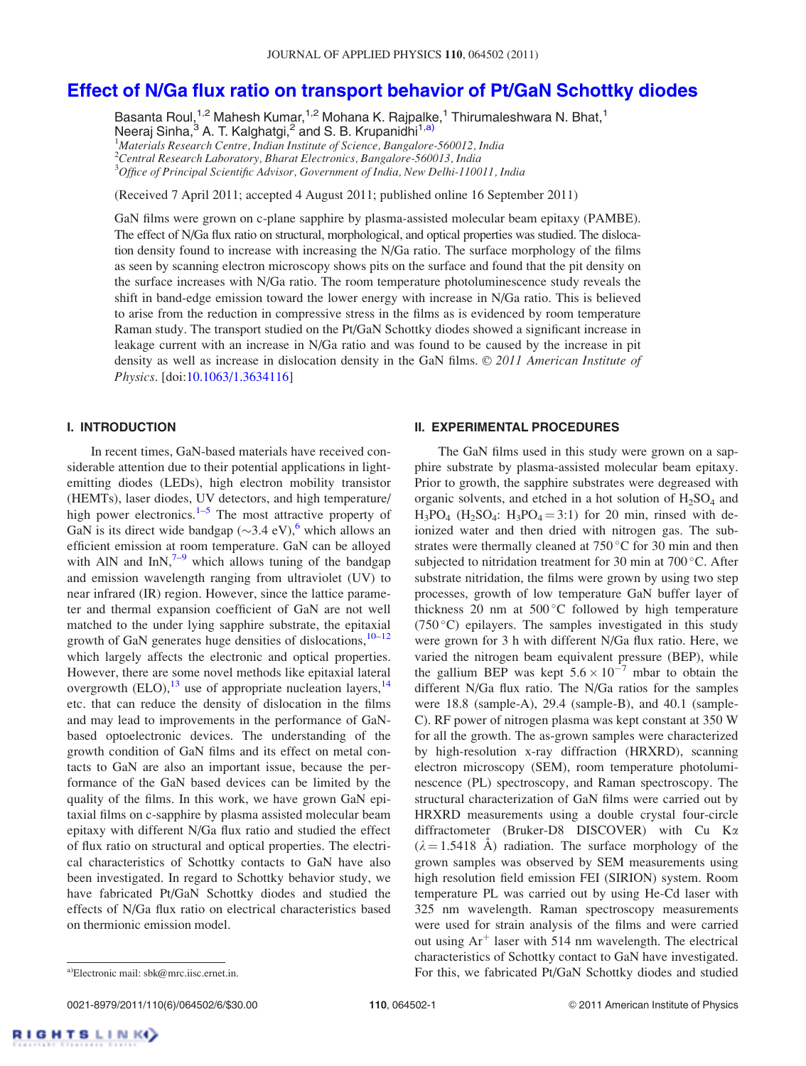# Effect of N/Ga flux ratio on transport behavior of Pt/GaN Schottky diodes

Basanta Roul,[1,2] Mahesh Kumar,[1,2] Mohana K. Rajpalke,[1] Thirumaleshwara N. Bhat,[1] Neeraj Sinha,[3] A. T. Kalghatgi,[2] and S. B. Krupanidhi[1,a)]

[1]*Materials Research Centre, Indian Institute of Science, Bangalore-560012, India*
[2]*Central Research Laboratory, Bharat Electronics, Bangalore-560013, India*
[3]*Office of Principal Scientific Advisor, Government of India, New Delhi-110011, India*

(Received 7 April 2011; accepted 4 August 2011; published online 16 September 2011)

GaN films were grown on c-plane sapphire by plasma-assisted molecular beam epitaxy (PAMBE). The effect of N/Ga flux ratio on structural, morphological, and optical properties was studied. The dislocation density found to increase with increasing the N/Ga ratio. The surface morphology of the films as seen by scanning electron microscopy shows pits on the surface and found that the pit density on the surface increases with N/Ga ratio. The room temperature photoluminescence study reveals the shift in band-edge emission toward the lower energy with increase in N/Ga ratio. This is believed to arise from the reduction in compressive stress in the films as is evidenced by room temperature Raman study. The transport studied on the Pt/GaN Schottky diodes showed a significant increase in leakage current with an increase in N/Ga ratio and was found to be caused by the increase in pit density as well as increase in dislocation density in the GaN films. © *2011 American Institute of Physics*. [doi:10.1063/1.3634116]

## I. INTRODUCTION

In recent times, GaN-based materials have received considerable attention due to their potential applications in light-emitting diodes (LEDs), high electron mobility transistor (HEMTs), laser diodes, UV detectors, and high temperature/high power electronics.[1–5] The most attractive property of GaN is its direct wide bandgap (~3.4 eV),[6] which allows an efficient emission at room temperature. GaN can be alloyed with AlN and InN,[7–9] which allows tuning of the bandgap and emission wavelength ranging from ultraviolet (UV) to near infrared (IR) region. However, since the lattice parameter and thermal expansion coefficient of GaN are not well matched to the under lying sapphire substrate, the epitaxial growth of GaN generates huge densities of dislocations,[10–12] which largely affects the electronic and optical properties. However, there are some novel methods like epitaxial lateral overgrowth (ELO),[13] use of appropriate nucleation layers,[14] etc. that can reduce the density of dislocation in the films and may lead to improvements in the performance of GaN-based optoelectronic devices. The understanding of the growth condition of GaN films and its effect on metal contacts to GaN are also an important issue, because the performance of the GaN based devices can be limited by the quality of the films. In this work, we have grown GaN epitaxial films on c-sapphire by plasma assisted molecular beam epitaxy with different N/Ga flux ratio and studied the effect of flux ratio on structural and optical properties. The electrical characteristics of Schottky contacts to GaN have also been investigated. In regard to Schottky behavior study, we have fabricated Pt/GaN Schottky diodes and studied the effects of N/Ga flux ratio on electrical characteristics based on thermionic emission model.

## II. EXPERIMENTAL PROCEDURES

The GaN films used in this study were grown on a sapphire substrate by plasma-assisted molecular beam epitaxy. Prior to growth, the sapphire substrates were degreased with organic solvents, and etched in a hot solution of $H_2SO_4$ and $H_3PO_4$ ($H_2SO_4$: $H_3PO_4 = 3{:}1$) for 20 min, rinsed with de-ionized water and then dried with nitrogen gas. The substrates were thermally cleaned at 750 °C for 30 min and then subjected to nitridation treatment for 30 min at 700 °C. After substrate nitridation, the films were grown by using two step processes, growth of low temperature GaN buffer layer of thickness 20 nm at 500 °C followed by high temperature (750 °C) epilayers. The samples investigated in this study were grown for 3 h with different N/Ga flux ratio. Here, we varied the nitrogen beam equivalent pressure (BEP), while the gallium BEP was kept $5.6 \times 10^{-7}$ mbar to obtain the different N/Ga flux ratio. The N/Ga ratios for the samples were 18.8 (sample-A), 29.4 (sample-B), and 40.1 (sample-C). RF power of nitrogen plasma was kept constant at 350 W for all the growth. The as-grown samples were characterized by high-resolution x-ray diffraction (HRXRD), scanning electron microscopy (SEM), room temperature photoluminescence (PL) spectroscopy, and Raman spectroscopy. The structural characterization of GaN films were carried out by HRXRD measurements using a double crystal four-circle diffractometer (Bruker-D8 DISCOVER) with Cu Kα ($\lambda = 1.5418$ Å) radiation. The surface morphology of the grown samples was observed by SEM measurements using high resolution field emission FEI (SIRION) system. Room temperature PL was carried out by using He-Cd laser with 325 nm wavelength. Raman spectroscopy measurements were used for strain analysis of the films and were carried out using $Ar^+$ laser with 514 nm wavelength. The electrical characteristics of Schottky contact to GaN have investigated. For this, we fabricated Pt/GaN Schottky diodes and studied

[a)]Electronic mail: sbk@mrc.iisc.ernet.in.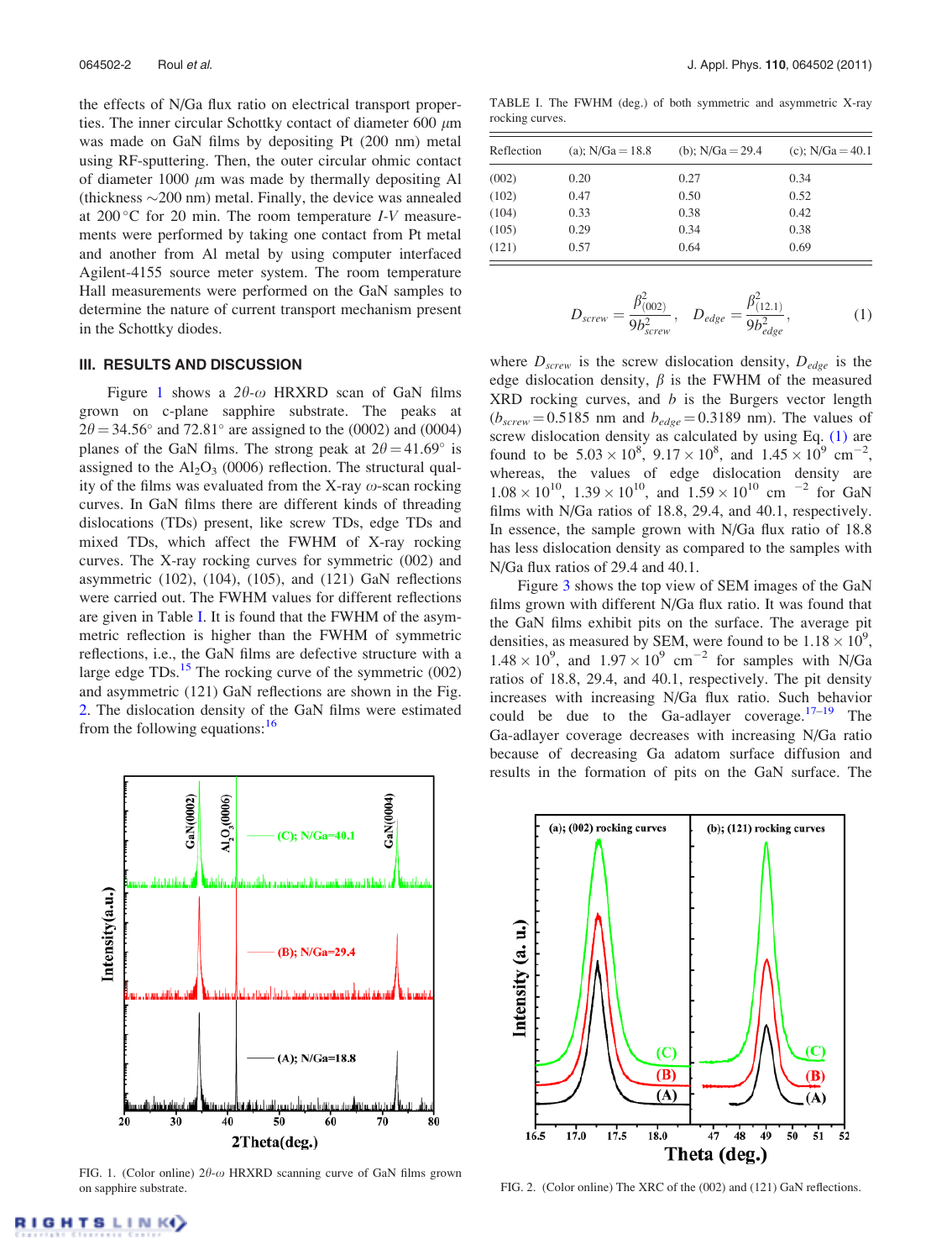the effects of N/Ga flux ratio on electrical transport properties. The inner circular Schottky contact of diameter 600 $\mu$m was made on GaN films by depositing Pt (200 nm) metal using RF-sputtering. Then, the outer circular ohmic contact of diameter 1000 $\mu$m was made by thermally depositing Al (thickness ~200 nm) metal. Finally, the device was annealed at 200 °C for 20 min. The room temperature *I-V* measurements were performed by taking one contact from Pt metal and another from Al metal by using computer interfaced Agilent-4155 source meter system. The room temperature Hall measurements were performed on the GaN samples to determine the nature of current transport mechanism present in the Schottky diodes.

## III. RESULTS AND DISCUSSION

Figure 1 shows a $2\theta$-$\omega$ HRXRD scan of GaN films grown on c-plane sapphire substrate. The peaks at $2\theta = 34.56°$ and $72.81°$ are assigned to the (0002) and (0004) planes of the GaN films. The strong peak at $2\theta = 41.69°$ is assigned to the $Al_2O_3$ (0006) reflection. The structural quality of the films was evaluated from the X-ray $\omega$-scan rocking curves. In GaN films there are different kinds of threading dislocations (TDs) present, like screw TDs, edge TDs and mixed TDs, which affect the FWHM of X-ray rocking curves. The X-ray rocking curves for symmetric (002) and asymmetric (102), (104), (105), and (121) GaN reflections were carried out. The FWHM values for different reflections are given in Table I. It is found that the FWHM of the asymmetric reflection is higher than the FWHM of symmetric reflections, i.e., the GaN films are defective structure with a large edge TDs.[15] The rocking curve of the symmetric (002) and asymmetric (121) GaN reflections are shown in the Fig. 2. The dislocation density of the GaN films were estimated from the following equations:[16]

FIG. 1. (Color online) $2\theta$-$\omega$ HRXRD scanning curve of GaN films grown on sapphire substrate.

TABLE I. The FWHM (deg.) of both symmetric and asymmetric X-ray rocking curves.

| Reflection | (a); N/Ga = 18.8 | (b); N/Ga = 29.4 | (c); N/Ga = 40.1 |
|---|---|---|---|
| (002) | 0.20 | 0.27 | 0.34 |
| (102) | 0.47 | 0.50 | 0.52 |
| (104) | 0.33 | 0.38 | 0.42 |
| (105) | 0.29 | 0.34 | 0.38 |
| (121) | 0.57 | 0.64 | 0.69 |

$$D_{screw} = \frac{\beta^2_{(002)}}{9b^2_{screw}}, \quad D_{edge} = \frac{\beta^2_{(12.1)}}{9b^2_{edge}}, \tag{1}$$

where $D_{screw}$ is the screw dislocation density, $D_{edge}$ is the edge dislocation density, $\beta$ is the FWHM of the measured XRD rocking curves, and $b$ is the Burgers vector length ($b_{screw} = 0.5185$ nm and $b_{edge} = 0.3189$ nm). The values of screw dislocation density as calculated by using Eq. (1) are found to be $5.03 \times 10^8$, $9.17 \times 10^8$, and $1.45 \times 10^9$ cm$^{-2}$, whereas, the values of edge dislocation density are $1.08 \times 10^{10}$, $1.39 \times 10^{10}$, and $1.59 \times 10^{10}$ cm$^{-2}$ for GaN films with N/Ga ratios of 18.8, 29.4, and 40.1, respectively. In essence, the sample grown with N/Ga flux ratio of 18.8 has less dislocation density as compared to the samples with N/Ga flux ratios of 29.4 and 40.1.

Figure 3 shows the top view of SEM images of the GaN films grown with different N/Ga flux ratio. It was found that the GaN films exhibit pits on the surface. The average pit densities, as measured by SEM, were found to be $1.18 \times 10^9$, $1.48 \times 10^9$, and $1.97 \times 10^9$ cm$^{-2}$ for samples with N/Ga ratios of 18.8, 29.4, and 40.1, respectively. The pit density increases with increasing N/Ga flux ratio. Such behavior could be due to the Ga-adlayer coverage.[17–19] The Ga-adlayer coverage decreases with increasing N/Ga ratio because of decreasing Ga adatom surface diffusion and results in the formation of pits on the GaN surface. The

FIG. 2. (Color online) The XRC of the (002) and (121) GaN reflections.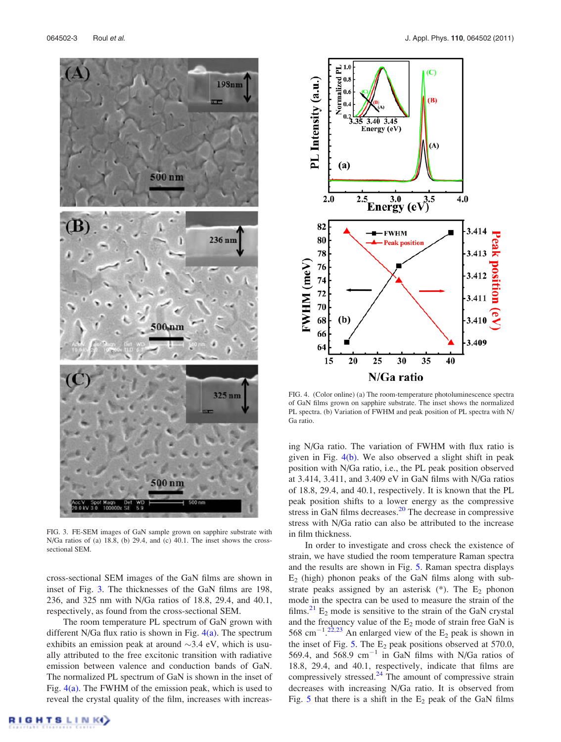FIG. 3. FE-SEM images of GaN sample grown on sapphire substrate with N/Ga ratios of (a) 18.8, (b) 29.4, and (c) 40.1. The inset shows the cross-sectional SEM.

cross-sectional SEM images of the GaN films are shown in inset of Fig. 3. The thicknesses of the GaN films are 198, 236, and 325 nm with N/Ga ratios of 18.8, 29.4, and 40.1, respectively, as found from the cross-sectional SEM.

The room temperature PL spectrum of GaN grown with different N/Ga flux ratio is shown in Fig. 4(a). The spectrum exhibits an emission peak at around ~3.4 eV, which is usually attributed to the free excitonic transition with radiative emission between valence and conduction bands of GaN. The normalized PL spectrum of GaN is shown in the inset of Fig. 4(a). The FWHM of the emission peak, which is used to reveal the crystal quality of the film, increases with increasing N/Ga ratio. The variation of FWHM with flux ratio is given in Fig. 4(b). We also observed a slight shift in peak position with N/Ga ratio, i.e., the PL peak position observed at 3.414, 3.411, and 3.409 eV in GaN films with N/Ga ratios of 18.8, 29.4, and 40.1, respectively. It is known that the PL peak position shifts to a lower energy as the compressive stress in GaN films decreases.[20] The decrease in compressive stress with N/Ga ratio can also be attributed to the increase in film thickness.

FIG. 4. (Color online) (a) The room-temperature photoluminescence spectra of GaN films grown on sapphire substrate. The inset shows the normalized PL spectra. (b) Variation of FWHM and peak position of PL spectra with N/Ga ratio.

In order to investigate and cross check the existence of strain, we have studied the room temperature Raman spectra and the results are shown in Fig. 5. Raman spectra displays $E_2$ (high) phonon peaks of the GaN films along with substrate peaks assigned by an asterisk (*). The $E_2$ phonon mode in the spectra can be used to measure the strain of the films.[21] $E_2$ mode is sensitive to the strain of the GaN crystal and the frequency value of the $E_2$ mode of strain free GaN is 568 $cm^{-1}$.[22,23] An enlarged view of the $E_2$ peak is shown in the inset of Fig. 5. The $E_2$ peak positions observed at 570.0, 569.4, and 568.9 $cm^{-1}$ in GaN films with N/Ga ratios of 18.8, 29.4, and 40.1, respectively, indicate that films are compressively stressed.[24] The amount of compressive strain decreases with increasing N/Ga ratio. It is observed from Fig. 5 that there is a shift in the $E_2$ peak of the GaN films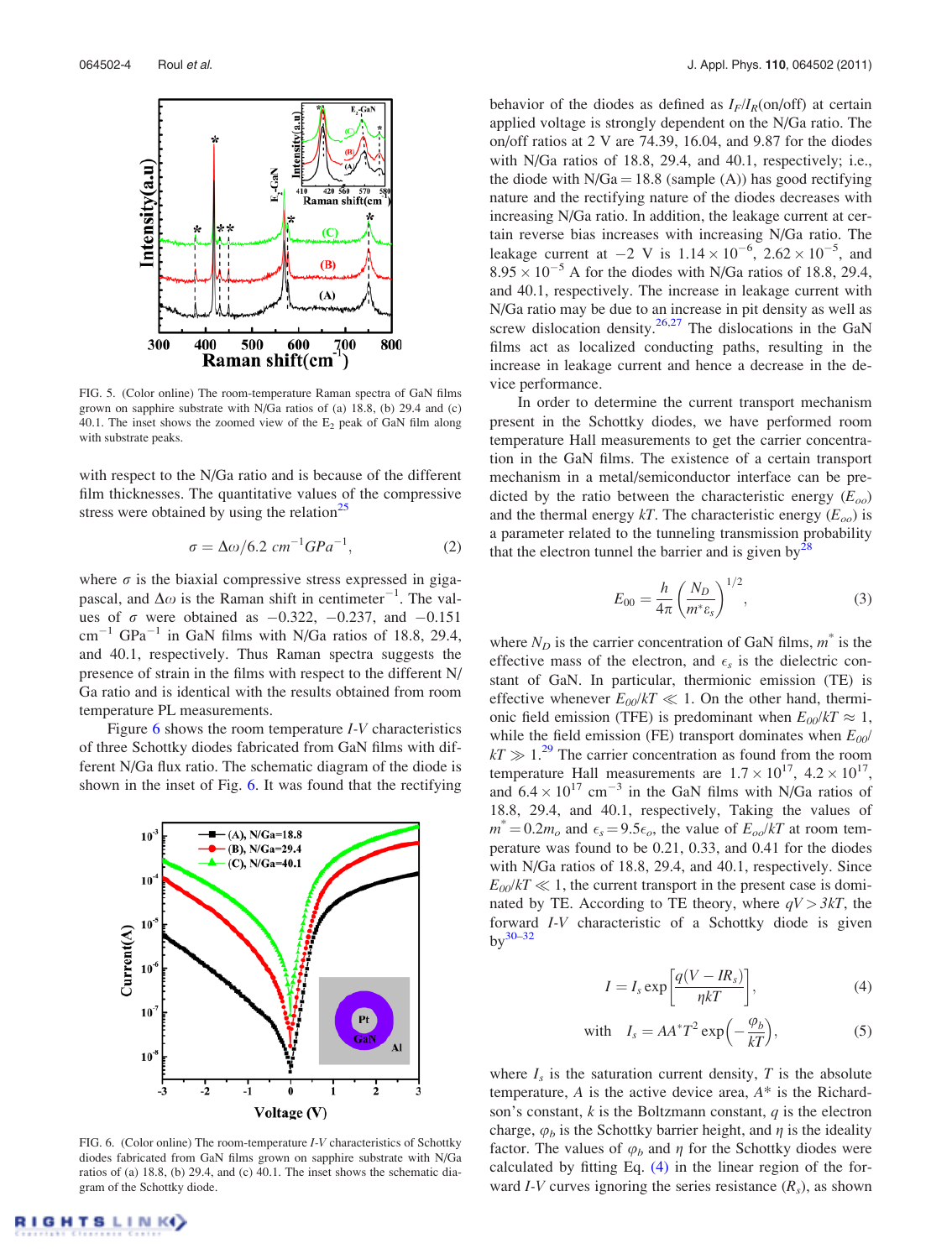FIG. 5. (Color online) The room-temperature Raman spectra of GaN films grown on sapphire substrate with N/Ga ratios of (a) 18.8, (b) 29.4 and (c) 40.1. The inset shows the zoomed view of the $E_2$ peak of GaN film along with substrate peaks.

with respect to the N/Ga ratio and is because of the different film thicknesses. The quantitative values of the compressive stress were obtained by using the relation[25]

$$\sigma = \Delta\omega / 6.2\ cm^{-1} GPa^{-1}, \tag{2}$$

where $\sigma$ is the biaxial compressive stress expressed in gigapascal, and $\Delta\omega$ is the Raman shift in centimeter$^{-1}$. The values of $\sigma$ were obtained as $-0.322$, $-0.237$, and $-0.151$ cm$^{-1}$ GPa$^{-1}$ in GaN films with N/Ga ratios of 18.8, 29.4, and 40.1, respectively. Thus Raman spectra suggests the presence of strain in the films with respect to the different N/Ga ratio and is identical with the results obtained from room temperature PL measurements.

Figure 6 shows the room temperature *I-V* characteristics of three Schottky diodes fabricated from GaN films with different N/Ga flux ratio. The schematic diagram of the diode is shown in the inset of Fig. 6. It was found that the rectifying behavior of the diodes as defined as $I_F/I_R$(on/off) at certain applied voltage is strongly dependent on the N/Ga ratio. The on/off ratios at 2 V are 74.39, 16.04, and 9.87 for the diodes with N/Ga ratios of 18.8, 29.4, and 40.1, respectively; i.e., the diode with N/Ga = 18.8 (sample (A)) has good rectifying nature and the rectifying nature of the diodes decreases with increasing N/Ga ratio. In addition, the leakage current at certain reverse bias increases with increasing N/Ga ratio. The leakage current at $-2$ V is $1.14 \times 10^{-6}$, $2.62 \times 10^{-5}$, and $8.95 \times 10^{-5}$ A for the diodes with N/Ga ratios of 18.8, 29.4, and 40.1, respectively. The increase in leakage current with N/Ga ratio may be due to an increase in pit density as well as screw dislocation density.[26,27] The dislocations in the GaN films act as localized conducting paths, resulting in the increase in leakage current and hence a decrease in the device performance.

FIG. 6. (Color online) The room-temperature *I-V* characteristics of Schottky diodes fabricated from GaN films grown on sapphire substrate with N/Ga ratios of (a) 18.8, (b) 29.4, and (c) 40.1. The inset shows the schematic diagram of the Schottky diode.

In order to determine the current transport mechanism present in the Schottky diodes, we have performed room temperature Hall measurements to get the carrier concentration in the GaN films. The existence of a certain transport mechanism in a metal/semiconductor interface can be predicted by the ratio between the characteristic energy ($E_{oo}$) and the thermal energy $kT$. The characteristic energy ($E_{oo}$) is a parameter related to the tunneling transmission probability that the electron tunnel the barrier and is given by[28]

$$E_{00} = \frac{h}{4\pi}\left(\frac{N_D}{m^* \epsilon_s}\right)^{1/2}, \tag{3}$$

where $N_D$ is the carrier concentration of GaN films, $m^*$ is the effective mass of the electron, and $\epsilon_s$ is the dielectric constant of GaN. In particular, thermionic emission (TE) is effective whenever $E_{00}/kT \ll 1$. On the other hand, thermionic field emission (TFE) is predominant when $E_{00}/kT \approx 1$, while the field emission (FE) transport dominates when $E_{00}/kT \gg 1$.[29] The carrier concentration as found from the room temperature Hall measurements are $1.7 \times 10^{17}$, $4.2 \times 10^{17}$, and $6.4 \times 10^{17}$ cm$^{-3}$ in the GaN films with N/Ga ratios of 18.8, 29.4, and 40.1, respectively, Taking the values of $m^* = 0.2 m_o$ and $\epsilon_s = 9.5\epsilon_o$, the value of $E_{oo}/kT$ at room temperature was found to be 0.21, 0.33, and 0.41 for the diodes with N/Ga ratios of 18.8, 29.4, and 40.1, respectively. Since $E_{00}/kT \ll 1$, the current transport in the present case is dominated by TE. According to TE theory, where $qV > 3kT$, the forward *I-V* characteristic of a Schottky diode is given by[30–32]

$$I = I_s \exp\left[\frac{q(V - IR_s)}{\eta kT}\right], \tag{4}$$

$$\text{with} \quad I_s = AA^* T^2 \exp\left(-\frac{\varphi_b}{kT}\right), \tag{5}$$

where $I_s$ is the saturation current density, $T$ is the absolute temperature, $A$ is the active device area, $A^*$ is the Richardson's constant, $k$ is the Boltzmann constant, $q$ is the electron charge, $\varphi_b$ is the Schottky barrier height, and $\eta$ is the ideality factor. The values of $\varphi_b$ and $\eta$ for the Schottky diodes were calculated by fitting Eq. (4) in the linear region of the forward *I-V* curves ignoring the series resistance ($R_s$), as shown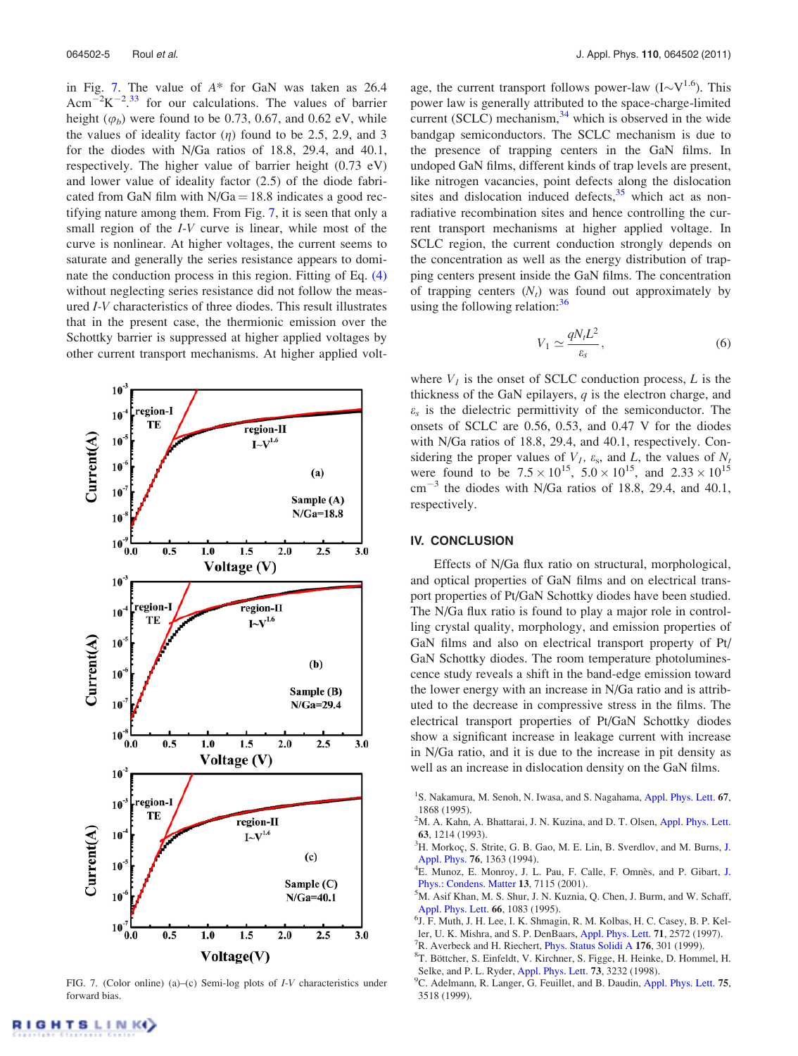in Fig. 7. The value of $A^*$ for GaN was taken as 26.4 $Acm^{-2}K^{-2}$.[33] for our calculations. The values of barrier height ($\varphi_b$) were found to be 0.73, 0.67, and 0.62 eV, while the values of ideality factor ($\eta$) found to be 2.5, 2.9, and 3 for the diodes with N/Ga ratios of 18.8, 29.4, and 40.1, respectively. The higher value of barrier height (0.73 eV) and lower value of ideality factor (2.5) of the diode fabricated from GaN film with N/Ga = 18.8 indicates a good rectifying nature among them. From Fig. 7, it is seen that only a small region of the *I-V* curve is linear, while most of the curve is nonlinear. At higher voltages, the current seems to saturate and generally the series resistance appears to dominate the conduction process in this region. Fitting of Eq. (4) without neglecting series resistance did not follow the measured *I-V* characteristics of three diodes. This result illustrates that in the present case, the thermionic emission over the Schottky barrier is suppressed at higher applied voltages by other current transport mechanisms. At higher applied voltage, the current transport follows power-law ($I \sim V^{1.6}$). This power law is generally attributed to the space-charge-limited current (SCLC) mechanism,[34] which is observed in the wide bandgap semiconductors. The SCLC mechanism is due to the presence of trapping centers in the GaN films. In undoped GaN films, different kinds of trap levels are present, like nitrogen vacancies, point defects along the dislocation sites and dislocation induced defects,[35] which act as non-radiative recombination sites and hence controlling the current transport mechanisms at higher applied voltage. In SCLC region, the current conduction strongly depends on the concentration as well as the energy distribution of trapping centers present inside the GaN films. The concentration of trapping centers ($N_t$) was found out approximately by using the following relation:[36]

$$V_1 \simeq \frac{qN_tL^2}{\varepsilon_s}, \tag{6}$$

where $V_1$ is the onset of SCLC conduction process, $L$ is the thickness of the GaN epilayers, $q$ is the electron charge, and $\varepsilon_s$ is the dielectric permittivity of the semiconductor. The onsets of SCLC are 0.56, 0.53, and 0.47 V for the diodes with N/Ga ratios of 18.8, 29.4, and 40.1, respectively. Considering the proper values of $V_1$, $\varepsilon_s$, and $L$, the values of $N_t$ were found to be $7.5 \times 10^{15}$, $5.0 \times 10^{15}$, and $2.33 \times 10^{15}$ $cm^{-3}$ the diodes with N/Ga ratios of 18.8, 29.4, and 40.1, respectively.

FIG. 7. (Color online) (a)–(c) Semi-log plots of *I-V* characteristics under forward bias.

## IV. CONCLUSION

Effects of N/Ga flux ratio on structural, morphological, and optical properties of GaN films and on electrical transport properties of Pt/GaN Schottky diodes have been studied. The N/Ga flux ratio is found to play a major role in controlling crystal quality, morphology, and emission properties of GaN films and also on electrical transport property of Pt/GaN Schottky diodes. The room temperature photoluminescence study reveals a shift in the band-edge emission toward the lower energy with an increase in N/Ga ratio and is attributed to the decrease in compressive stress in the films. The electrical transport properties of Pt/GaN Schottky diodes show a significant increase in leakage current with increase in N/Ga ratio, and it is due to the increase in pit density as well as an increase in dislocation density on the GaN films.

[1] S. Nakamura, M. Senoh, N. Iwasa, and S. Nagahama, Appl. Phys. Lett. **67**, 1868 (1995).
[2] M. A. Kahn, A. Bhattarai, J. N. Kuzina, and D. T. Olsen, Appl. Phys. Lett. **63**, 1214 (1993).
[3] H. Morkoç, S. Strite, G. B. Gao, M. E. Lin, B. Sverdlov, and M. Burns, J. Appl. Phys. **76**, 1363 (1994).
[4] E. Munoz, E. Monroy, J. L. Pau, F. Calle, F. Omnès, and P. Gibart, J. Phys.: Condens. Matter **13**, 7115 (2001).
[5] M. Asif Khan, M. S. Shur, J. N. Kuznia, Q. Chen, J. Burm, and W. Schaff, Appl. Phys. Lett. **66**, 1083 (1995).
[6] J. F. Muth, J. H. Lee, I. K. Shmagin, R. M. Kolbas, H. C. Casey, B. P. Keller, U. K. Mishra, and S. P. DenBaars, Appl. Phys. Lett. **71**, 2572 (1997).
[7] R. Averbeck and H. Riechert, Phys. Status Solidi A **176**, 301 (1999).
[8] T. Böttcher, S. Einfeldt, V. Kirchner, S. Figge, H. Heinke, D. Hommel, H. Selke, and P. L. Ryder, Appl. Phys. Lett. **73**, 3232 (1998).
[9] C. Adelmann, R. Langer, G. Feuillet, and B. Daudin, Appl. Phys. Lett. **75**, 3518 (1999).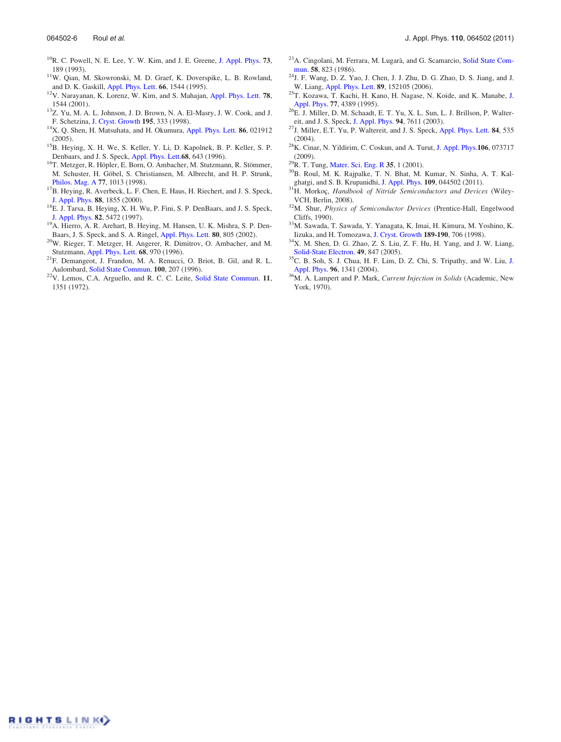[10] R. C. Powell, N. E. Lee, Y. W. Kim, and J. E. Greene, J. Appl. Phys. **73**, 189 (1993).

[11] W. Qian, M. Skowronski, M. D. Graef, K. Doverspike, L. B. Rowland, and D. K. Gaskill, Appl. Phys. Lett. **66**, 1544 (1995).

[12] V. Narayanan, K. Lorenz, W. Kim, and S. Mahajan, Appl. Phys. Lett. **78**, 1544 (2001).

[13] Z. Yu, M. A. L. Johnson, J. D. Brown, N. A. El-Masry, J. W. Cook, and J. F. Schetzina, J. Cryst. Growth **195**, 333 (1998).

[14] X. Q. Shen, H. Matsuhata, and H. Okumura, Appl. Phys. Lett. **86**, 021912 (2005).

[15] B. Heying, X. H. We, S. Keller, Y. Li, D. Kapolnek, B. P. Keller, S. P. Denbaars, and J. S. Speck, Appl. Phys. Lett.**68**, 643 (1996).

[16] T. Metzger, R. Höpler, E. Born, O. Ambacher, M. Stutzmann, R. Stömmer, M. Schuster, H. Göbel, S. Christiansen, M. Albrecht, and H. P. Strunk, Philos. Mag. A **77**, 1013 (1998).

[17] B. Heying, R. Averbeck, L. F. Chen, E. Haus, H. Riechert, and J. S. Speck, J. Appl. Phys. **88**, 1855 (2000).

[18] E. J. Tarsa, B. Heying, X. H. Wu, P. Fini, S. P. DenBaars, and J. S. Speck, J. Appl. Phys. **82**, 5472 (1997).

[19] A. Hierro, A. R. Arehart, B. Heying, M. Hansen, U. K. Mishra, S. P. DenBaars, J. S. Speck, and S. A. Ringel, Appl. Phys. Lett. **80**, 805 (2002).

[20] W. Rieger, T. Metzger, H. Angerer, R. Dimitrov, O. Ambacher, and M. Stutzmann, Appl. Phys. Lett. **68**, 970 (1996).

[21] F. Demangeot, J. Frandon, M. A. Renucci, O. Briot, B. Gil, and R. L. Aulombard, Solid State Commun. **100**, 207 (1996).

[22] V. Lemos, C.A. Arguello, and R. C. C. Leite, Solid State Commun. **11**, 1351 (1972).

[23] A. Cingolani, M. Ferrara, M. Lugarà, and G. Scamarcio, Solid State Commun. **58**, 823 (1986).

[24] J. F. Wang, D. Z. Yao, J. Chen, J. J. Zhu, D. G. Zhao, D. S. Jiang, and J. W. Liang, Appl. Phys. Lett. **89**, 152105 (2006).

[25] T. Kozawa, T. Kachi, H. Kano, H. Nagase, N. Koide, and K. Manabe, J. Appl. Phys. **77**, 4389 (1995).

[26] E. J. Miller, D. M. Schaadt, E. T. Yu, X. L. Sun, L. J. Brillson, P. Waltereit, and J. S. Speck, J. Appl. Phys. **94**, 7611 (2003).

[27] J. Miller, E.T. Yu, P. Waltereit, and J. S. Speck, Appl. Phys. Lett. **84**, 535 (2004).

[28] K. Cinar, N. Yildirim, C. Coskun, and A. Turut, J. Appl. Phys.**106**, 073717 (2009).

[29] R. T. Tung, Mater. Sci. Eng. R **35**, 1 (2001).

[30] B. Roul, M. K. Rajpalke, T. N. Bhat, M. Kumar, N. Sinha, A. T. Kalghatgi, and S. B. Krupanidhi, J. Appl. Phys. **109**, 044502 (2011).

[31] H. Morkoç, *Handbook of Nitride Semiconductors and Devices* (Wiley-VCH, Berlin, 2008).

[32] M. Shur, *Physics of Semiconductor Devices* (Prentice-Hall, Engelwood Cliffs, 1990).

[33] M. Sawada, T. Sawada, Y. Yanagata, K. Imai, H. Kimura, M. Yoshino, K. Iizuka, and H. Tomozawa, J. Cryst. Growth **189-190**, 706 (1998).

[34] X. M. Shen, D. G. Zhao, Z. S. Liu, Z. F. Hu, H. Yang, and J. W. Liang, Solid-State Electron. **49**, 847 (2005).

[35] C. B. Soh, S. J. Chua, H. F. Lim, D. Z. Chi, S. Tripathy, and W. Liu, J. Appl. Phys. **96**, 1341 (2004).

[36] M. A. Lampert and P. Mark, *Current Injection in Solids* (Academic, New York, 1970).